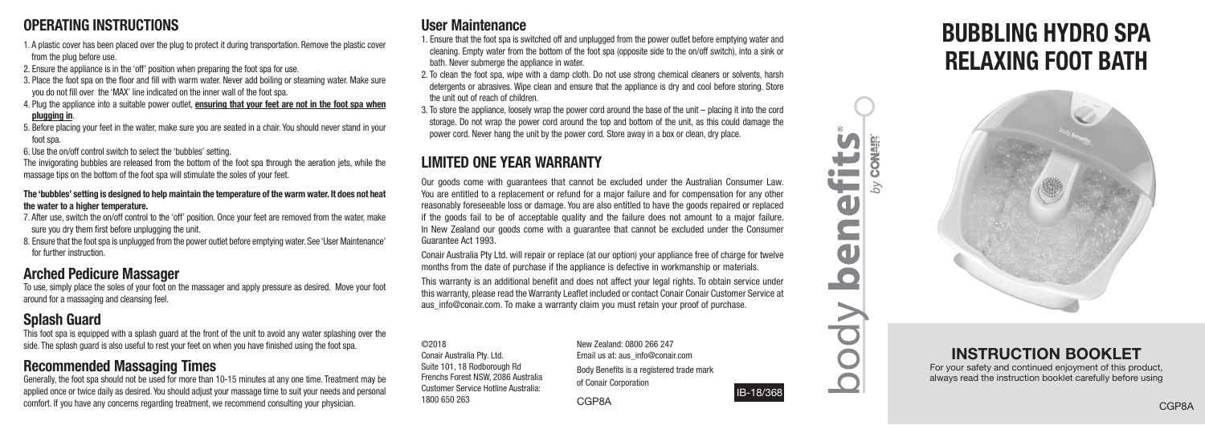## OPERATING INSTRUCTIONS

1. A plastic cover has been placed over the plug to protect it during transportation. Remove the plastic cover from the plug before use.
2. Ensure the appliance is in the 'off' position when preparing the foot spa for use.
3. Place the foot spa on the floor and fill with warm water. Never add boiling or steaming water. Make sure you do not fill over the 'MAX' line indicated on the inner wall of the foot spa.
4. Plug the appliance into a suitable power outlet, **ensuring that your feet are not in the foot spa when plugging in**.
5. Before placing your feet in the water, make sure you are seated in a chair. You should never stand in your foot spa.
6. Use the on/off control switch to select the 'bubbles' setting.

The invigorating bubbles are released from the bottom of the foot spa through the aeration jets, while the massage tips on the bottom of the foot spa will stimulate the soles of your feet.

**The 'bubbles' setting is designed to help maintain the temperature of the warm water. It does not heat the water to a higher temperature.**

7. After use, switch the on/off control to the 'off' position. Once your feet are removed from the water, make sure you dry them first before unplugging the unit.
8. Ensure that the foot spa is unplugged from the power outlet before emptying water. See 'User Maintenance' for further instruction.

## Arched Pedicure Massager

To use, simply place the soles of your foot on the massager and apply pressure as desired. Move your foot around for a massaging and cleansing feel.

## Splash Guard

This foot spa is equipped with a splash guard at the front of the unit to avoid any water splashing over the side. The splash guard is also useful to rest your feet on when you have finished using the foot spa.

## Recommended Massaging Times

Generally, the foot spa should not be used for more than 10-15 minutes at any one time. Treatment may be applied once or twice daily as desired. You should adjust your massage time to suit your needs and personal comfort. If you have any concerns regarding treatment, we recommend consulting your physician.

## User Maintenance

1. Ensure that the foot spa is switched off and unplugged from the power outlet before emptying water and cleaning. Empty water from the bottom of the foot spa (opposite side to the on/off switch), into a sink or bath. Never submerge the appliance in water.
2. To clean the foot spa, wipe with a damp cloth. Do not use strong chemical cleaners or solvents, harsh detergents or abrasives. Wipe clean and ensure that the appliance is dry and cool before storing. Store the unit out of reach of children.
3. To store the appliance, loosely wrap the power cord around the base of the unit – placing it into the cord storage. Do not wrap the power cord around the top and bottom of the unit, as this could damage the power cord. Never hang the unit by the power cord. Store away in a box or clean, dry place.

## LIMITED ONE YEAR WARRANTY

Our goods come with guarantees that cannot be excluded under the Australian Consumer Law. You are entitled to a replacement or refund for a major failure and for compensation for any other reasonably foreseeable loss or damage. You are also entitled to have the goods repaired or replaced if the goods fail to be of acceptable quality and the failure does not amount to a major failure. In New Zealand our goods come with a guarantee that cannot be excluded under the Consumer Guarantee Act 1993.

Conair Australia Pty Ltd. will repair or replace (at our option) your appliance free of charge for twelve months from the date of purchase if the appliance is defective in workmanship or materials.

This warranty is an additional benefit and does not affect your legal rights. To obtain service under this warranty, please read the Warranty Leaflet included or contact Conair Conair Customer Service at aus_info@conair.com. To make a warranty claim you must retain your proof of purchase.

©2018
Conair Australia Pty. Ltd.
Suite 101, 18 Rodborough Rd
Frenchs Forest NSW, 2086 Australia
Customer Service Hotline Australia:
1800 650 263

New Zealand: 0800 266 247
Email us at: aus_info@conair.com
Body Benefits is a registered trade mark of Conair Corporation

CGP8A

IB-18/368

body benefits® by CONAIR®

# BUBBLING HYDRO SPA RELAXING FOOT BATH

## INSTRUCTION BOOKLET

For your safety and continued enjoyment of this product, always read the instruction booklet carefully before using

CGP8A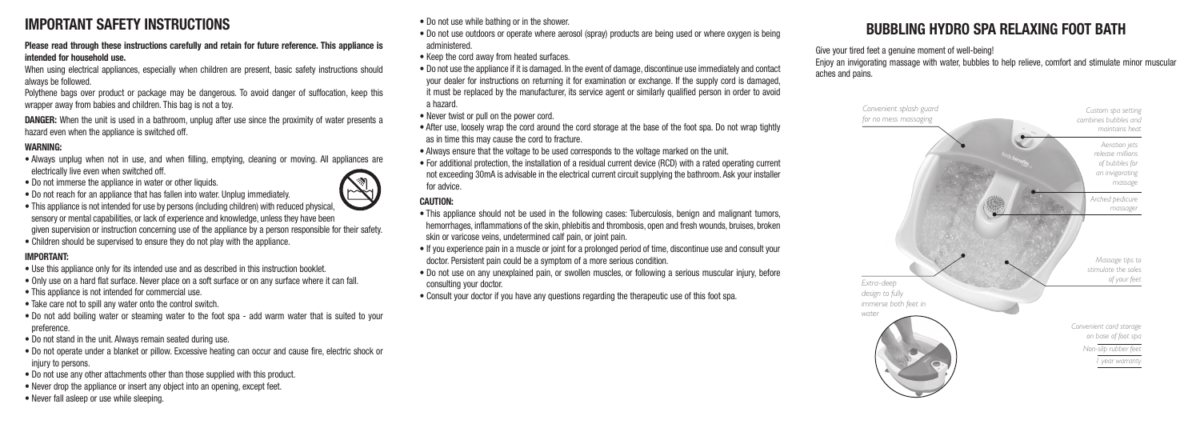# IMPORTANT SAFETY INSTRUCTIONS

**Please read through these instructions carefully and retain for future reference. This appliance is intended for household use.**

When using electrical appliances, especially when children are present, basic safety instructions should always be followed.

Polythene bags over product or package may be dangerous. To avoid danger of suffocation, keep this wrapper away from babies and children. This bag is not a toy.

**DANGER:** When the unit is used in a bathroom, unplug after use since the proximity of water presents a hazard even when the appliance is switched off.

### WARNING:

- Always unplug when not in use, and when filling, emptying, cleaning or moving. All appliances are electrically live even when switched off.
- Do not immerse the appliance in water or other liquids.
- Do not reach for an appliance that has fallen into water. Unplug immediately.
- This appliance is not intended for use by persons (including children) with reduced physical, sensory or mental capabilities, or lack of experience and knowledge, unless they have been given supervision or instruction concerning use of the appliance by a person responsible for their safety.
- Children should be supervised to ensure they do not play with the appliance.

### IMPORTANT:

- Use this appliance only for its intended use and as described in this instruction booklet.
- Only use on a hard flat surface. Never place on a soft surface or on any surface where it can fall.
- This appliance is not intended for commercial use.
- Take care not to spill any water onto the control switch.
- Do not add boiling water or steaming water to the foot spa - add warm water that is suited to your preference.
- Do not stand in the unit. Always remain seated during use.
- Do not operate under a blanket or pillow. Excessive heating can occur and cause fire, electric shock or injury to persons.
- Do not use any other attachments other than those supplied with this product.
- Never drop the appliance or insert any object into an opening, except feet.
- Never fall asleep or use while sleeping.
- Do not use while bathing or in the shower.
- Do not use outdoors or operate where aerosol (spray) products are being used or where oxygen is being administered.
- Keep the cord away from heated surfaces.
- Do not use the appliance if it is damaged. In the event of damage, discontinue use immediately and contact your dealer for instructions on returning it for examination or exchange. If the supply cord is damaged, it must be replaced by the manufacturer, its service agent or similarly qualified person in order to avoid a hazard.
- Never twist or pull on the power cord.
- After use, loosely wrap the cord around the cord storage at the base of the foot spa. Do not wrap tightly as in time this may cause the cord to fracture.
- Always ensure that the voltage to be used corresponds to the voltage marked on the unit.
- For additional protection, the installation of a residual current device (RCD) with a rated operating current not exceeding 30mA is advisable in the electrical current circuit supplying the bathroom. Ask your installer for advice.

### CAUTION:

- This appliance should not be used in the following cases: Tuberculosis, benign and malignant tumors, hemorrhages, inflammations of the skin, phlebitis and thrombosis, open and fresh wounds, bruises, broken skin or varicose veins, undetermined calf pain, or joint pain.
- If you experience pain in a muscle or joint for a prolonged period of time, discontinue use and consult your doctor. Persistent pain could be a symptom of a more serious condition.
- Do not use on any unexplained pain, or swollen muscles, or following a serious muscular injury, before consulting your doctor.
- Consult your doctor if you have any questions regarding the therapeutic use of this foot spa.

# BUBBLING HYDRO SPA RELAXING FOOT BATH

Give your tired feet a genuine moment of well-being!

Enjoy an invigorating massage with water, bubbles to help relieve, comfort and stimulate minor muscular aches and pains.

*Convenient splash guard for no mess massaging*

*Custom spa setting combines bubbles and maintains heat*

*Aeration jets release millions of bubbles for an invigorating massage*

*Arched pedicure massager*

*Massage tips to stimulate the soles of your feet*

*Extra-deep design to fully immerse both feet in water*

*Convenient cord storage on base of foot spa*

*Non-slip rubber feet*

*1 year warranty*